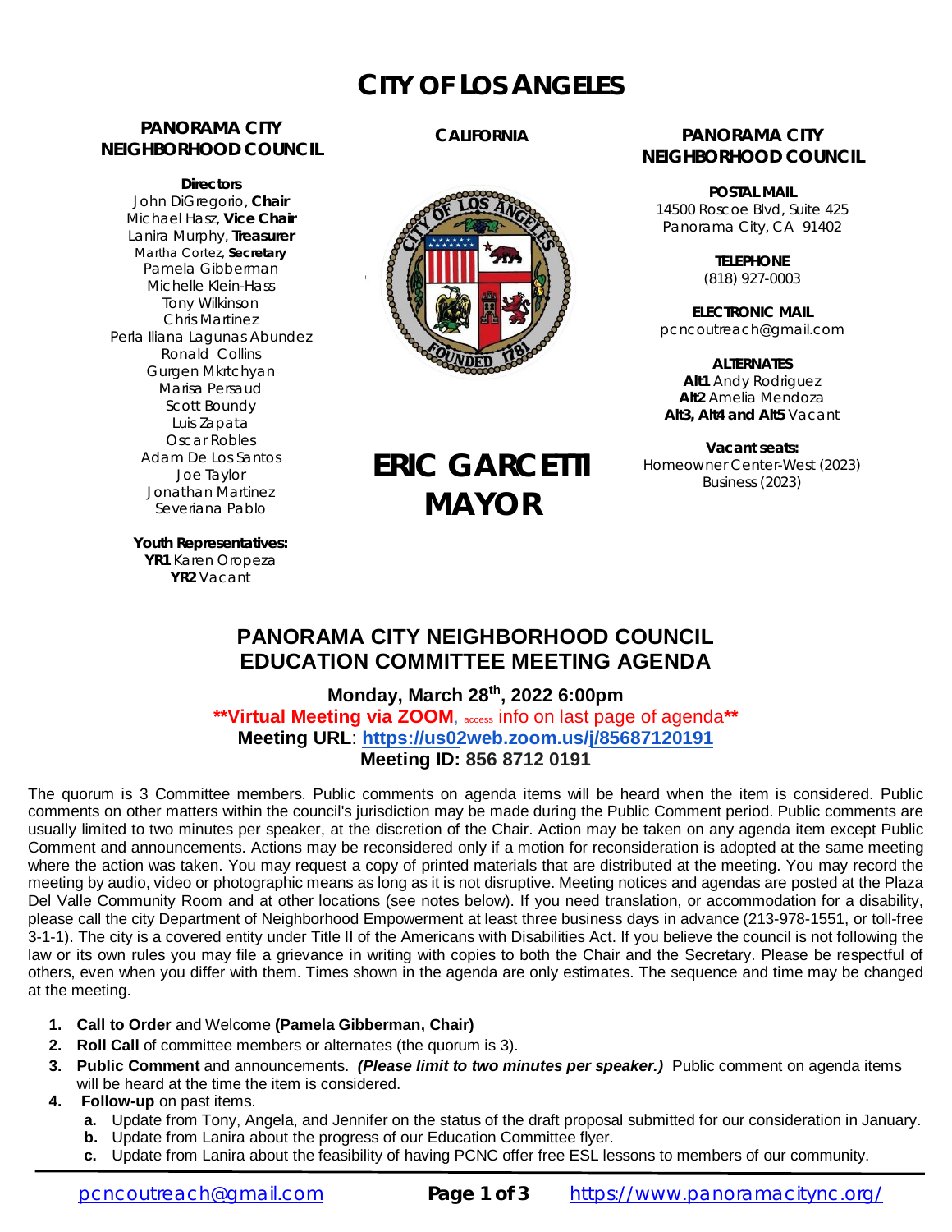# CITY OF LOS ANGELES

**PANORAMA CITY NEIGHBORHOOD COUNCIL**

**Directors**
John DiGregorio, **Chair**
Michael Hasz, **Vice Chair**
Lanira Murphy, **Treasurer**
Martha Cortez, **Secretary**
Pamela Gibberman
Michelle Klein-Hass
Tony Wilkinson
Chris Martinez
Perla Iliana Lagunas Abundez
Ronald Collins
Gurgen Mkrtchyan
Marisa Persaud
Scott Boundy
Luis Zapata
Oscar Robles
Adam De Los Santos
Joe Taylor
Jonathan Martinez
Severiana Pablo

**Youth Representatives:**
**YR1** Karen Oropeza
**YR2** Vacant

**CALIFORNIA**

**ERIC GARCETTI MAYOR**

**PANORAMA CITY NEIGHBORHOOD COUNCIL**

**POSTAL MAIL**
14500 Roscoe Blvd, Suite 425
Panorama City, CA 91402

**TELEPHONE**
(818) 927-0003

**ELECTRONIC MAIL**
pcncoutreach@gmail.com

**ALTERNATES**
**Alt1** Andy Rodriguez
**Alt2** Amelia Mendoza
**Alt3, Alt4 and Alt5** Vacant

**Vacant seats:**
Homeowner Center-West (2023)
Business (2023)

## PANORAMA CITY NEIGHBORHOOD COUNCIL EDUCATION COMMITTEE MEETING AGENDA

**Monday, March 28th, 2022 6:00pm**
**\*\*Virtual Meeting via ZOOM**, access info on last page of agenda**\*\***
**Meeting URL**: **https://us02web.zoom.us/j/85687120191**
**Meeting ID: 856 8712 0191**

The quorum is 3 Committee members. Public comments on agenda items will be heard when the item is considered. Public comments on other matters within the council's jurisdiction may be made during the Public Comment period. Public comments are usually limited to two minutes per speaker, at the discretion of the Chair. Action may be taken on any agenda item except Public Comment and announcements. Actions may be reconsidered only if a motion for reconsideration is adopted at the same meeting where the action was taken. You may request a copy of printed materials that are distributed at the meeting. You may record the meeting by audio, video or photographic means as long as it is not disruptive. Meeting notices and agendas are posted at the Plaza Del Valle Community Room and at other locations (see notes below). If you need translation, or accommodation for a disability, please call the city Department of Neighborhood Empowerment at least three business days in advance (213-978-1551, or toll-free 3-1-1). The city is a covered entity under Title II of the Americans with Disabilities Act. If you believe the council is not following the law or its own rules you may file a grievance in writing with copies to both the Chair and the Secretary. Please be respectful of others, even when you differ with them. Times shown in the agenda are only estimates. The sequence and time may be changed at the meeting.

1. **Call to Order** and Welcome **(Pamela Gibberman, Chair)**
2. **Roll Call** of committee members or alternates (the quorum is 3).
3. **Public Comment** and announcements. ***(Please limit to two minutes per speaker.)*** Public comment on agenda items will be heard at the time the item is considered.
4. **Follow-up** on past items.
   a. Update from Tony, Angela, and Jennifer on the status of the draft proposal submitted for our consideration in January.
   b. Update from Lanira about the progress of our Education Committee flyer.
   c. Update from Lanira about the feasibility of having PCNC offer free ESL lessons to members of our community.

pcncoutreach@gmail.com https://www.panoramacitync.org/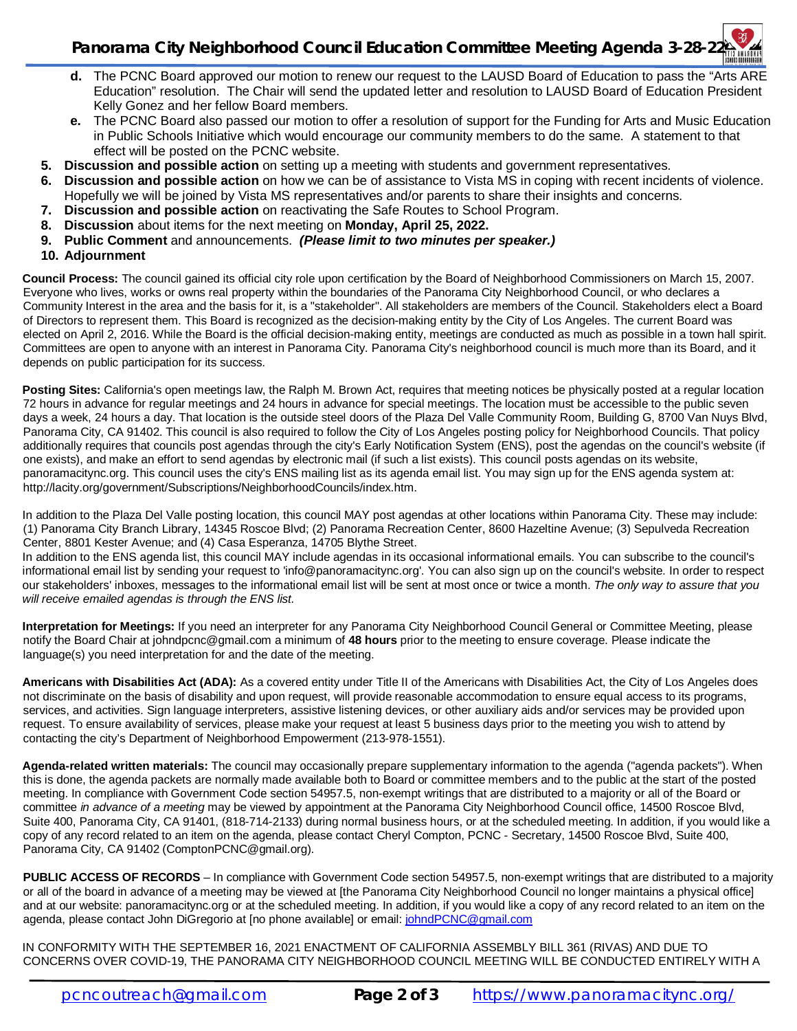- **d.** The PCNC Board approved our motion to renew our request to the LAUSD Board of Education to pass the "Arts ARE Education" resolution. The Chair will send the updated letter and resolution to LAUSD Board of Education President Kelly Gonez and her fellow Board members.
   - **e.** The PCNC Board also passed our motion to offer a resolution of support for the Funding for Arts and Music Education in Public Schools Initiative which would encourage our community members to do the same. A statement to that effect will be posted on the PCNC website.
5. **Discussion and possible action** on setting up a meeting with students and government representatives.
6. **Discussion and possible action** on how we can be of assistance to Vista MS in coping with recent incidents of violence. Hopefully we will be joined by Vista MS representatives and/or parents to share their insights and concerns.
7. **Discussion and possible action** on reactivating the Safe Routes to School Program.
8. **Discussion** about items for the next meeting on **Monday, April 25, 2022.**
9. **Public Comment** and announcements. ***(Please limit to two minutes per speaker.)***
10. **Adjournment**

**Council Process:** The council gained its official city role upon certification by the Board of Neighborhood Commissioners on March 15, 2007. Everyone who lives, works or owns real property within the boundaries of the Panorama City Neighborhood Council, or who declares a Community Interest in the area and the basis for it, is a "stakeholder". All stakeholders are members of the Council. Stakeholders elect a Board of Directors to represent them. This Board is recognized as the decision-making entity by the City of Los Angeles. The current Board was elected on April 2, 2016. While the Board is the official decision-making entity, meetings are conducted as much as possible in a town hall spirit. Committees are open to anyone with an interest in Panorama City. Panorama City's neighborhood council is much more than its Board, and it depends on public participation for its success.

**Posting Sites:** California's open meetings law, the Ralph M. Brown Act, requires that meeting notices be physically posted at a regular location 72 hours in advance for regular meetings and 24 hours in advance for special meetings. The location must be accessible to the public seven days a week, 24 hours a day. That location is the outside steel doors of the Plaza Del Valle Community Room, Building G, 8700 Van Nuys Blvd, Panorama City, CA 91402. This council is also required to follow the City of Los Angeles posting policy for Neighborhood Councils. That policy additionally requires that councils post agendas through the city's Early Notification System (ENS), post the agendas on the council's website (if one exists), and make an effort to send agendas by electronic mail (if such a list exists). This council posts agendas on its website, panoramacitync.org. This council uses the city's ENS mailing list as its agenda email list. You may sign up for the ENS agenda system at: http://lacity.org/government/Subscriptions/NeighborhoodCouncils/index.htm.

In addition to the Plaza Del Valle posting location, this council MAY post agendas at other locations within Panorama City. These may include: (1) Panorama City Branch Library, 14345 Roscoe Blvd; (2) Panorama Recreation Center, 8600 Hazeltine Avenue; (3) Sepulveda Recreation Center, 8801 Kester Avenue; and (4) Casa Esperanza, 14705 Blythe Street.
In addition to the ENS agenda list, this council MAY include agendas in its occasional informational emails. You can subscribe to the council's informational email list by sending your request to 'info@panoramacitync.org'. You can also sign up on the council's website. In order to respect our stakeholders' inboxes, messages to the informational email list will be sent at most once or twice a month. *The only way to assure that you will receive emailed agendas is through the ENS list.*

**Interpretation for Meetings:** If you need an interpreter for any Panorama City Neighborhood Council General or Committee Meeting, please notify the Board Chair at johndpcnc@gmail.com a minimum of **48 hours** prior to the meeting to ensure coverage. Please indicate the language(s) you need interpretation for and the date of the meeting.

**Americans with Disabilities Act (ADA):** As a covered entity under Title II of the Americans with Disabilities Act, the City of Los Angeles does not discriminate on the basis of disability and upon request, will provide reasonable accommodation to ensure equal access to its programs, services, and activities. Sign language interpreters, assistive listening devices, or other auxiliary aids and/or services may be provided upon request. To ensure availability of services, please make your request at least 5 business days prior to the meeting you wish to attend by contacting the city's Department of Neighborhood Empowerment (213-978-1551).

**Agenda-related written materials:** The council may occasionally prepare supplementary information to the agenda ("agenda packets"). When this is done, the agenda packets are normally made available both to Board or committee members and to the public at the start of the posted meeting. In compliance with Government Code section 54957.5, non-exempt writings that are distributed to a majority or all of the Board or committee *in advance of a meeting* may be viewed by appointment at the Panorama City Neighborhood Council office, 14500 Roscoe Blvd, Suite 400, Panorama City, CA 91401, (818-714-2133) during normal business hours, or at the scheduled meeting. In addition, if you would like a copy of any record related to an item on the agenda, please contact Cheryl Compton, PCNC - Secretary, 14500 Roscoe Blvd, Suite 400, Panorama City, CA 91402 (ComptonPCNC@gmail.org).

**PUBLIC ACCESS OF RECORDS** – In compliance with Government Code section 54957.5, non-exempt writings that are distributed to a majority or all of the board in advance of a meeting may be viewed at [the Panorama City Neighborhood Council no longer maintains a physical office] and at our website: panoramacitync.org or at the scheduled meeting. In addition, if you would like a copy of any record related to an item on the agenda, please contact John DiGregorio at [no phone available] or email: johndPCNC@gmail.com

IN CONFORMITY WITH THE SEPTEMBER 16, 2021 ENACTMENT OF CALIFORNIA ASSEMBLY BILL 361 (RIVAS) AND DUE TO CONCERNS OVER COVID-19, THE PANORAMA CITY NEIGHBORHOOD COUNCIL MEETING WILL BE CONDUCTED ENTIRELY WITH A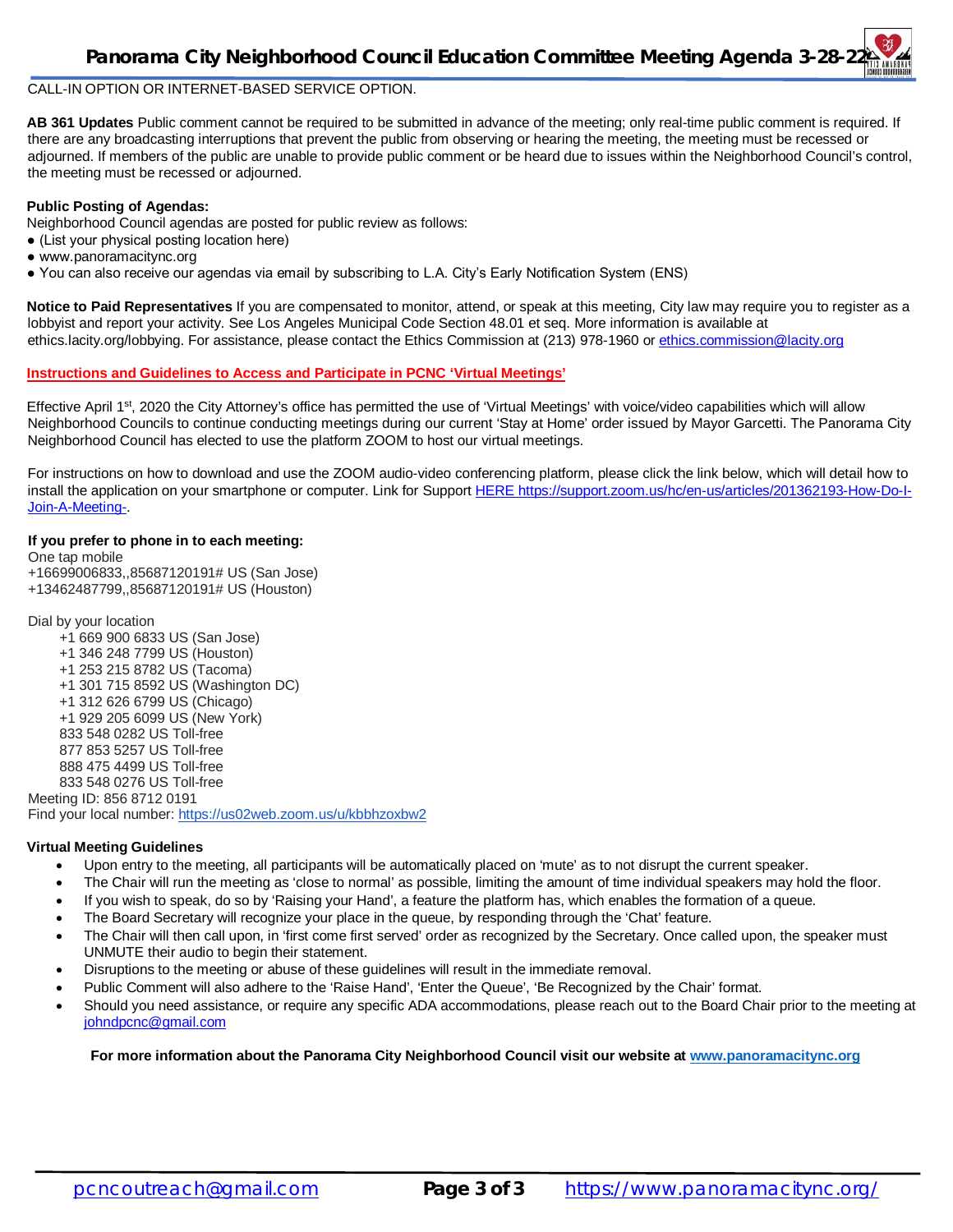CALL-IN OPTION OR INTERNET-BASED SERVICE OPTION.

**AB 361 Updates** Public comment cannot be required to be submitted in advance of the meeting; only real-time public comment is required. If there are any broadcasting interruptions that prevent the public from observing or hearing the meeting, the meeting must be recessed or adjourned. If members of the public are unable to provide public comment or be heard due to issues within the Neighborhood Council's control, the meeting must be recessed or adjourned.

**Public Posting of Agendas:**
Neighborhood Council agendas are posted for public review as follows:

- (List your physical posting location here)
- www.panoramacitync.org
- You can also receive our agendas via email by subscribing to L.A. City's Early Notification System (ENS)

**Notice to Paid Representatives** If you are compensated to monitor, attend, or speak at this meeting, City law may require you to register as a lobbyist and report your activity. See Los Angeles Municipal Code Section 48.01 et seq. More information is available at ethics.lacity.org/lobbying. For assistance, please contact the Ethics Commission at (213) 978-1960 or ethics.commission@lacity.org

**Instructions and Guidelines to Access and Participate in PCNC 'Virtual Meetings'**

Effective April 1st, 2020 the City Attorney's office has permitted the use of 'Virtual Meetings' with voice/video capabilities which will allow Neighborhood Councils to continue conducting meetings during our current 'Stay at Home' order issued by Mayor Garcetti. The Panorama City Neighborhood Council has elected to use the platform ZOOM to host our virtual meetings.

For instructions on how to download and use the ZOOM audio-video conferencing platform, please click the link below, which will detail how to install the application on your smartphone or computer. Link for Support HERE https://support.zoom.us/hc/en-us/articles/201362193-How-Do-I-Join-A-Meeting-.

**If you prefer to phone in to each meeting:**
One tap mobile
+16699006833,,85687120191# US (San Jose)
+13462487799,,85687120191# US (Houston)

Dial by your location
+1 669 900 6833 US (San Jose)
+1 346 248 7799 US (Houston)
+1 253 215 8782 US (Tacoma)
+1 301 715 8592 US (Washington DC)
+1 312 626 6799 US (Chicago)
+1 929 205 6099 US (New York)
833 548 0282 US Toll-free
877 853 5257 US Toll-free
888 475 4499 US Toll-free
833 548 0276 US Toll-free
Meeting ID: 856 8712 0191
Find your local number: https://us02web.zoom.us/u/kbbhzoxbw2

**Virtual Meeting Guidelines**

- Upon entry to the meeting, all participants will be automatically placed on 'mute' as to not disrupt the current speaker.
- The Chair will run the meeting as 'close to normal' as possible, limiting the amount of time individual speakers may hold the floor.
- If you wish to speak, do so by 'Raising your Hand', a feature the platform has, which enables the formation of a queue.
- The Board Secretary will recognize your place in the queue, by responding through the 'Chat' feature.
- The Chair will then call upon, in 'first come first served' order as recognized by the Secretary. Once called upon, the speaker must UNMUTE their audio to begin their statement.
- Disruptions to the meeting or abuse of these guidelines will result in the immediate removal.
- Public Comment will also adhere to the 'Raise Hand', 'Enter the Queue', 'Be Recognized by the Chair' format.
- Should you need assistance, or require any specific ADA accommodations, please reach out to the Board Chair prior to the meeting at johndpcnc@gmail.com

**For more information about the Panorama City Neighborhood Council visit our website at www.panoramacitync.org**